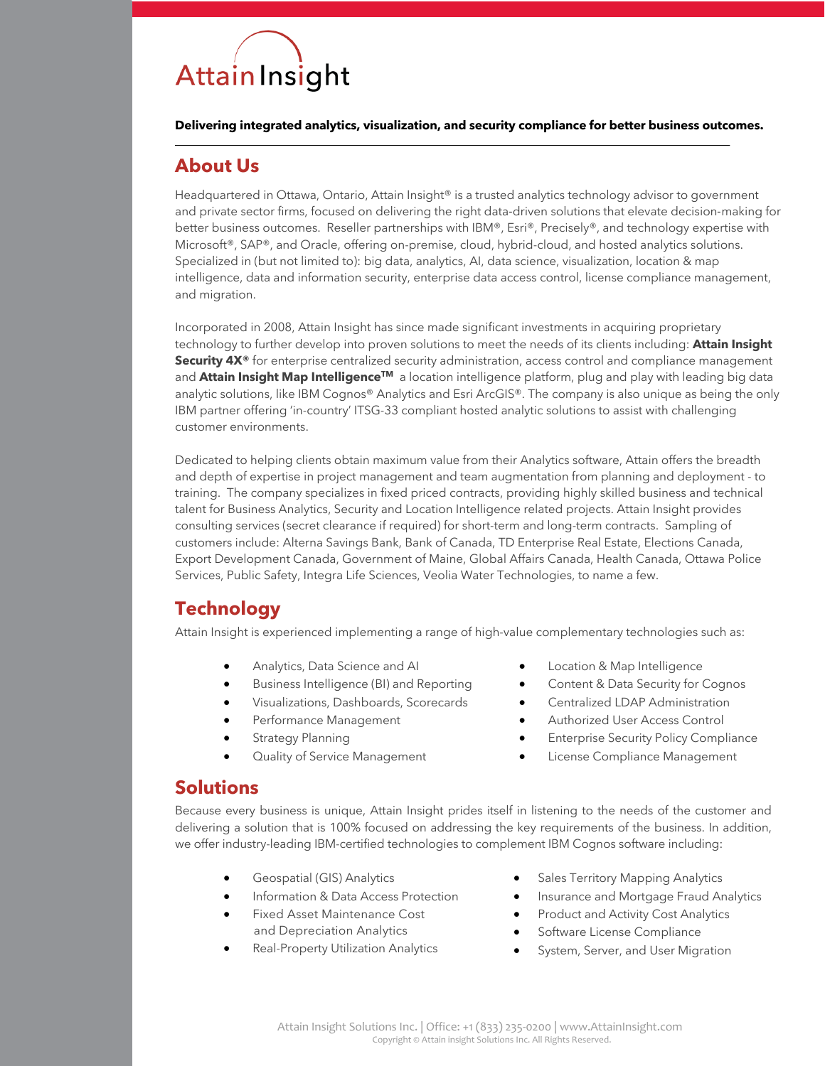# Attain Insight

**Delivering integrated analytics, visualization, and security compliance for better business outcomes.**

## About Us

Headquartered in Ottawa, Ontario, Attain Insight® is a trusted analytics technology advisor to government and private sector firms, focused on delivering the right data-driven solutions that elevate decision-making for better business outcomes. Reseller partnerships with IBM®, Esri®, Precisely®, and technology expertise with Microsoft®, SAP®, and Oracle, offering on-premise, cloud, hybrid-cloud, and hosted analytics solutions. Specialized in (but not limited to): big data, analytics, AI, data science, visualization, location & map intelligence, data and information security, enterprise data access control, license compliance management, and migration.

Incorporated in 2008, Attain Insight has since made significant investments in acquiring proprietary technology to further develop into proven solutions to meet the needs of its clients including: **Attain Insight Security 4X®** for enterprise centralized security administration, access control and compliance management and **Attain Insight Map Intelligence™** a location intelligence platform, plug and play with leading big data analytic solutions, like IBM Cognos® Analytics and Esri ArcGIS®. The company is also unique as being the only IBM partner offering 'in-country' ITSG-33 compliant hosted analytic solutions to assist with challenging customer environments.

Dedicated to helping clients obtain maximum value from their Analytics software, Attain offers the breadth and depth of expertise in project management and team augmentation from planning and deployment - to training. The company specializes in fixed priced contracts, providing highly skilled business and technical talent for Business Analytics, Security and Location Intelligence related projects. Attain Insight provides consulting services (secret clearance if required) for short-term and long-term contracts. Sampling of customers include: Alterna Savings Bank, Bank of Canada, TD Enterprise Real Estate, Elections Canada, Export Development Canada, Government of Maine, Global Affairs Canada, Health Canada, Ottawa Police Services, Public Safety, Integra Life Sciences, Veolia Water Technologies, to name a few.

## Technology

Attain Insight is experienced implementing a range of high-value complementary technologies such as:

- Analytics, Data Science and AI
- Business Intelligence (BI) and Reporting
- Visualizations, Dashboards, Scorecards
- Performance Management
- Strategy Planning
- Quality of Service Management
- Location & Map Intelligence
- Content & Data Security for Cognos
- Centralized LDAP Administration
- Authorized User Access Control
- Enterprise Security Policy Compliance
- License Compliance Management

## Solutions

Because every business is unique, Attain Insight prides itself in listening to the needs of the customer and delivering a solution that is 100% focused on addressing the key requirements of the business. In addition, we offer industry-leading IBM-certified technologies to complement IBM Cognos software including:

- Geospatial (GIS) Analytics
- Information & Data Access Protection
- Fixed Asset Maintenance Cost and Depreciation Analytics
- Real-Property Utilization Analytics
- Sales Territory Mapping Analytics
- Insurance and Mortgage Fraud Analytics
- Product and Activity Cost Analytics
- Software License Compliance
- System, Server, and User Migration

Attain Insight Solutions Inc. | Office: +1 (833) 235-0200 | www.AttainInsight.com
Copyright © Attain insight Solutions Inc. All Rights Reserved.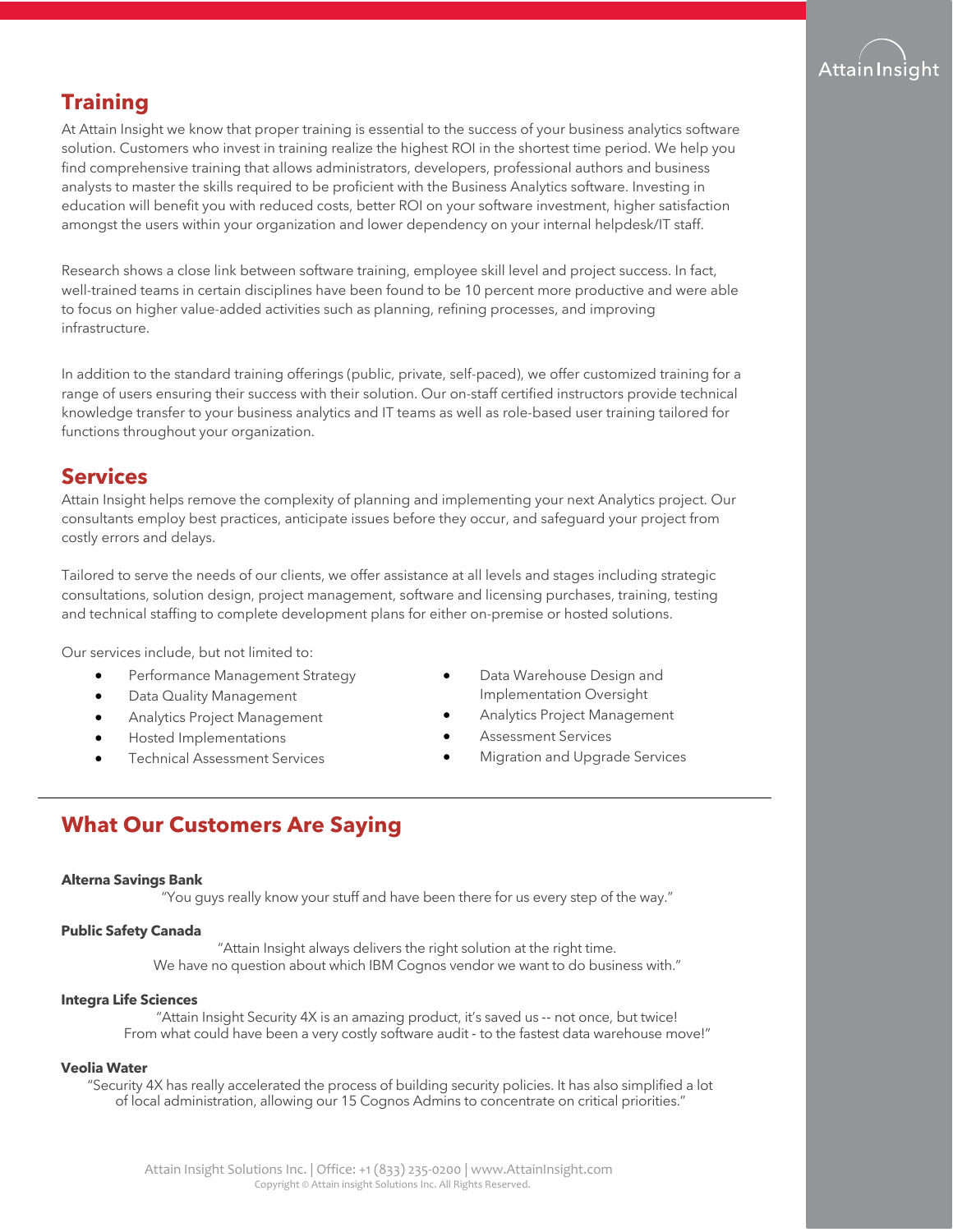## Training

At Attain Insight we know that proper training is essential to the success of your business analytics software solution. Customers who invest in training realize the highest ROI in the shortest time period. We help you find comprehensive training that allows administrators, developers, professional authors and business analysts to master the skills required to be proficient with the Business Analytics software. Investing in education will benefit you with reduced costs, better ROI on your software investment, higher satisfaction amongst the users within your organization and lower dependency on your internal helpdesk/IT staff.

Research shows a close link between software training, employee skill level and project success. In fact, well-trained teams in certain disciplines have been found to be 10 percent more productive and were able to focus on higher value-added activities such as planning, refining processes, and improving infrastructure.

In addition to the standard training offerings (public, private, self-paced), we offer customized training for a range of users ensuring their success with their solution. Our on-staff certified instructors provide technical knowledge transfer to your business analytics and IT teams as well as role-based user training tailored for functions throughout your organization.

## Services

Attain Insight helps remove the complexity of planning and implementing your next Analytics project. Our consultants employ best practices, anticipate issues before they occur, and safeguard your project from costly errors and delays.

Tailored to serve the needs of our clients, we offer assistance at all levels and stages including strategic consultations, solution design, project management, software and licensing purchases, training, testing and technical staffing to complete development plans for either on-premise or hosted solutions.

Our services include, but not limited to:

- Performance Management Strategy
- Data Quality Management
- Analytics Project Management
- Hosted Implementations
- Technical Assessment Services
- Data Warehouse Design and Implementation Oversight
- Analytics Project Management
- Assessment Services
- Migration and Upgrade Services

---

## What Our Customers Are Saying

**Alterna Savings Bank**

"You guys really know your stuff and have been there for us every step of the way."

**Public Safety Canada**

"Attain Insight always delivers the right solution at the right time.
We have no question about which IBM Cognos vendor we want to do business with."

**Integra Life Sciences**

"Attain Insight Security 4X is an amazing product, it's saved us -- not once, but twice!
From what could have been a very costly software audit - to the fastest data warehouse move!"

**Veolia Water**

"Security 4X has really accelerated the process of building security policies. It has also simplified a lot of local administration, allowing our 15 Cognos Admins to concentrate on critical priorities."

Attain Insight Solutions Inc. | Office: +1 (833) 235-0200 | www.AttainInsight.com
Copyright © Attain insight Solutions Inc. All Rights Reserved.